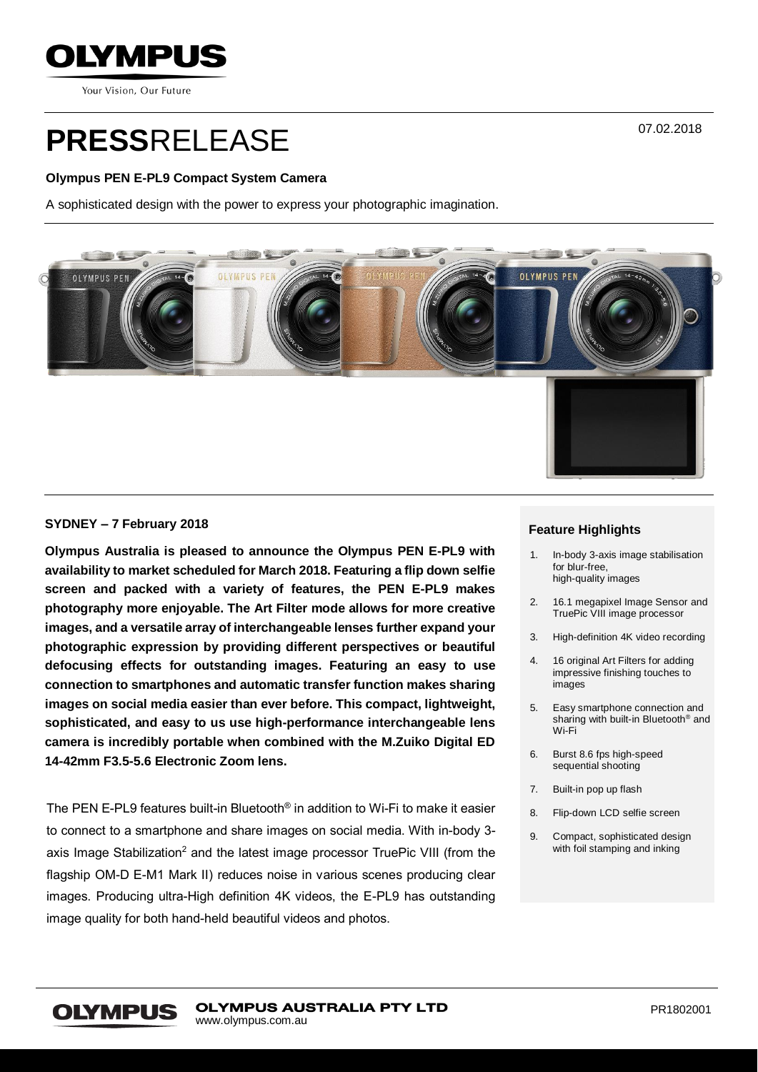# PRESSRELEASE

07.02.2018

**Olympus PEN E-PL9 Compact System Camera**

A sophisticated design with the power to express your photographic imagination.

**SYDNEY – 7 February 2018**

**Olympus Australia is pleased to announce the Olympus PEN E-PL9 with availability to market scheduled for March 2018. Featuring a flip down selfie screen and packed with a variety of features, the PEN E-PL9 makes photography more enjoyable. The Art Filter mode allows for more creative images, and a versatile array of interchangeable lenses further expand your photographic expression by providing different perspectives or beautiful defocusing effects for outstanding images. Featuring an easy to use connection to smartphones and automatic transfer function makes sharing images on social media easier than ever before. This compact, lightweight, sophisticated, and easy to us use high-performance interchangeable lens camera is incredibly portable when combined with the M.Zuiko Digital ED 14-42mm F3.5-5.6 Electronic Zoom lens.**

The PEN E-PL9 features built-in Bluetooth® in addition to Wi-Fi to make it easier to connect to a smartphone and share images on social media. With in-body 3-axis Image Stabilization[2] and the latest image processor TruePic VIII (from the flagship OM-D E-M1 Mark II) reduces noise in various scenes producing clear images. Producing ultra-High definition 4K videos, the E-PL9 has outstanding image quality for both hand-held beautiful videos and photos.

### Feature Highlights

1. In-body 3-axis image stabilisation for blur-free, high-quality images
2. 16.1 megapixel Image Sensor and TruePic VIII image processor
3. High-definition 4K video recording
4. 16 original Art Filters for adding impressive finishing touches to images
5. Easy smartphone connection and sharing with built-in Bluetooth® and Wi-Fi
6. Burst 8.6 fps high-speed sequential shooting
7. Built-in pop up flash
8. Flip-down LCD selfie screen
9. Compact, sophisticated design with foil stamping and inking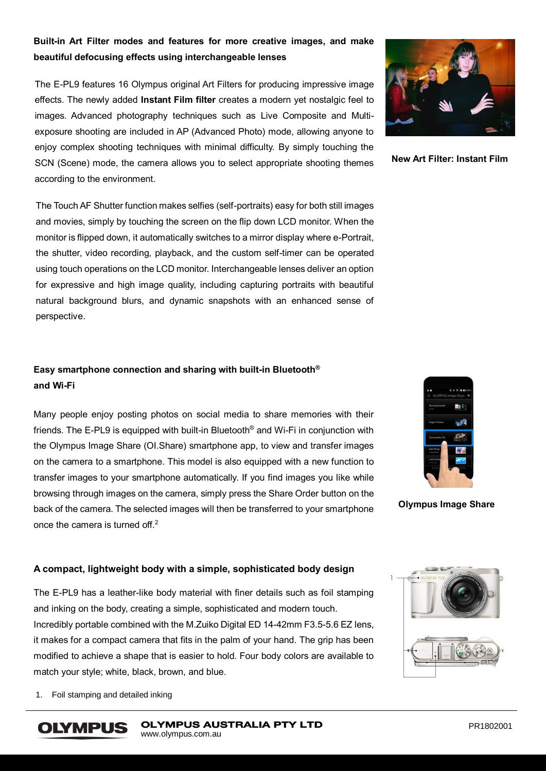### Built-in Art Filter modes and features for more creative images, and make beautiful defocusing effects using interchangeable lenses

The E-PL9 features 16 Olympus original Art Filters for producing impressive image effects. The newly added **Instant Film filter** creates a modern yet nostalgic feel to images. Advanced photography techniques such as Live Composite and Multi-exposure shooting are included in AP (Advanced Photo) mode, allowing anyone to enjoy complex shooting techniques with minimal difficulty. By simply touching the SCN (Scene) mode, the camera allows you to select appropriate shooting themes according to the environment.

New Art Filter: Instant Film

The Touch AF Shutter function makes selfies (self-portraits) easy for both still images and movies, simply by touching the screen on the flip down LCD monitor. When the monitor is flipped down, it automatically switches to a mirror display where e-Portrait, the shutter, video recording, playback, and the custom self-timer can be operated using touch operations on the LCD monitor. Interchangeable lenses deliver an option for expressive and high image quality, including capturing portraits with beautiful natural background blurs, and dynamic snapshots with an enhanced sense of perspective.

### Easy smartphone connection and sharing with built-in Bluetooth® and Wi-Fi

Many people enjoy posting photos on social media to share memories with their friends. The E-PL9 is equipped with built-in Bluetooth® and Wi-Fi in conjunction with the Olympus Image Share (OI.Share) smartphone app, to view and transfer images on the camera to a smartphone. This model is also equipped with a new function to transfer images to your smartphone automatically. If you find images you like while browsing through images on the camera, simply press the Share Order button on the back of the camera. The selected images will then be transferred to your smartphone once the camera is turned off.[2]

Olympus Image Share

### A compact, lightweight body with a simple, sophisticated body design

The E-PL9 has a leather-like body material with finer details such as foil stamping and inking on the body, creating a simple, sophisticated and modern touch.
Incredibly portable combined with the M.Zuiko Digital ED 14-42mm F3.5-5.6 EZ lens, it makes for a compact camera that fits in the palm of your hand. The grip has been modified to achieve a shape that is easier to hold. Four body colors are available to match your style; white, black, brown, and blue.

1. Foil stamping and detailed inking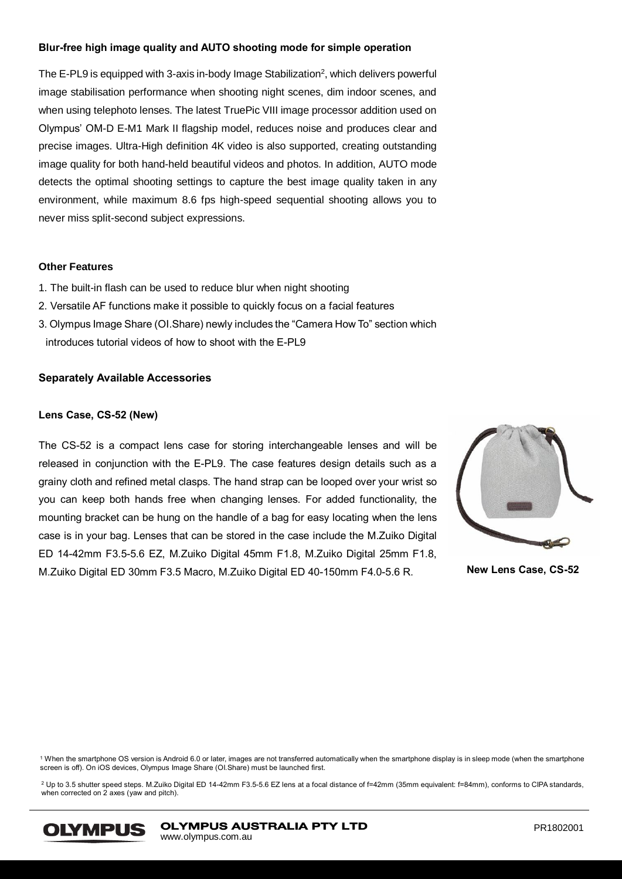**Blur-free high image quality and AUTO shooting mode for simple operation**

The E-PL9 is equipped with 3-axis in-body Image Stabilization[2], which delivers powerful image stabilisation performance when shooting night scenes, dim indoor scenes, and when using telephoto lenses. The latest TruePic VIII image processor addition used on Olympus' OM-D E-M1 Mark II flagship model, reduces noise and produces clear and precise images. Ultra-High definition 4K video is also supported, creating outstanding image quality for both hand-held beautiful videos and photos. In addition, AUTO mode detects the optimal shooting settings to capture the best image quality taken in any environment, while maximum 8.6 fps high-speed sequential shooting allows you to never miss split-second subject expressions.

**Other Features**

1. The built-in flash can be used to reduce blur when night shooting
2. Versatile AF functions make it possible to quickly focus on a facial features
3. Olympus Image Share (OI.Share) newly includes the "Camera How To" section which introduces tutorial videos of how to shoot with the E-PL9

**Separately Available Accessories**

**Lens Case, CS-52 (New)**

The CS-52 is a compact lens case for storing interchangeable lenses and will be released in conjunction with the E-PL9. The case features design details such as a grainy cloth and refined metal clasps. The hand strap can be looped over your wrist so you can keep both hands free when changing lenses. For added functionality, the mounting bracket can be hung on the handle of a bag for easy locating when the lens case is in your bag. Lenses that can be stored in the case include the M.Zuiko Digital ED 14-42mm F3.5-5.6 EZ, M.Zuiko Digital 45mm F1.8, M.Zuiko Digital 25mm F1.8, M.Zuiko Digital ED 30mm F3.5 Macro, M.Zuiko Digital ED 40-150mm F4.0-5.6 R.

**New Lens Case, CS-52**

[1] When the smartphone OS version is Android 6.0 or later, images are not transferred automatically when the smartphone display is in sleep mode (when the smartphone screen is off). On iOS devices, Olympus Image Share (OI.Share) must be launched first.

[2] Up to 3.5 shutter speed steps. M.Zuiko Digital ED 14-42mm F3.5-5.6 EZ lens at a focal distance of f=42mm (35mm equivalent: f=84mm), conforms to CIPA standards, when corrected on 2 axes (yaw and pitch).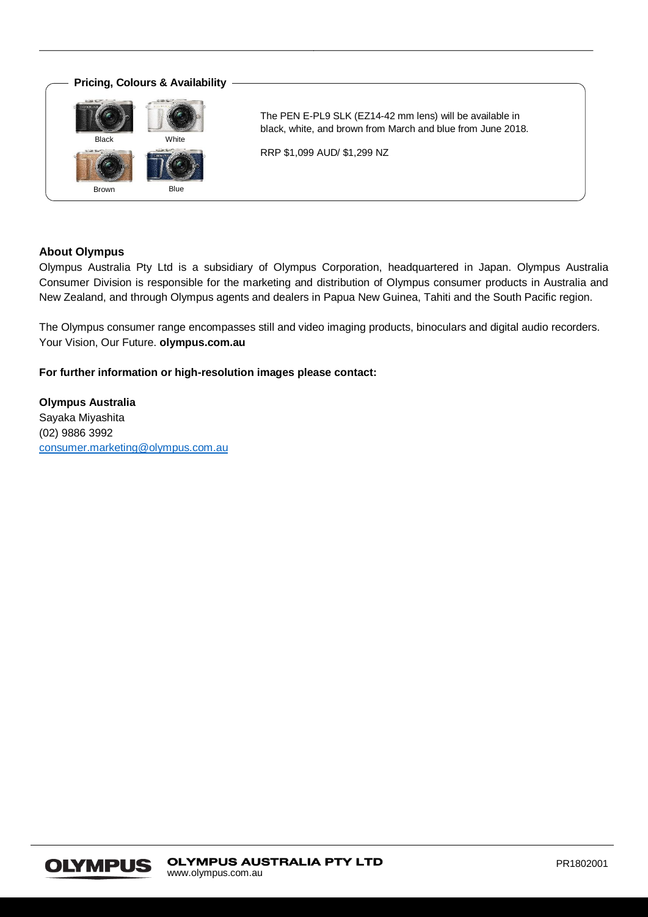## Pricing, Colours & Availability

Black White Brown Blue

The PEN E-PL9 SLK (EZ14-42 mm lens) will be available in black, white, and brown from March and blue from June 2018.

RRP $1,099 AUD/ $1,299 NZ

**About Olympus**

Olympus Australia Pty Ltd is a subsidiary of Olympus Corporation, headquartered in Japan. Olympus Australia Consumer Division is responsible for the marketing and distribution of Olympus consumer products in Australia and New Zealand, and through Olympus agents and dealers in Papua New Guinea, Tahiti and the South Pacific region.

The Olympus consumer range encompasses still and video imaging products, binoculars and digital audio recorders. Your Vision, Our Future. **olympus.com.au**

**For further information or high-resolution images please contact:**

**Olympus Australia**
Sayaka Miyashita
(02) 9886 3992
consumer.marketing@olympus.com.au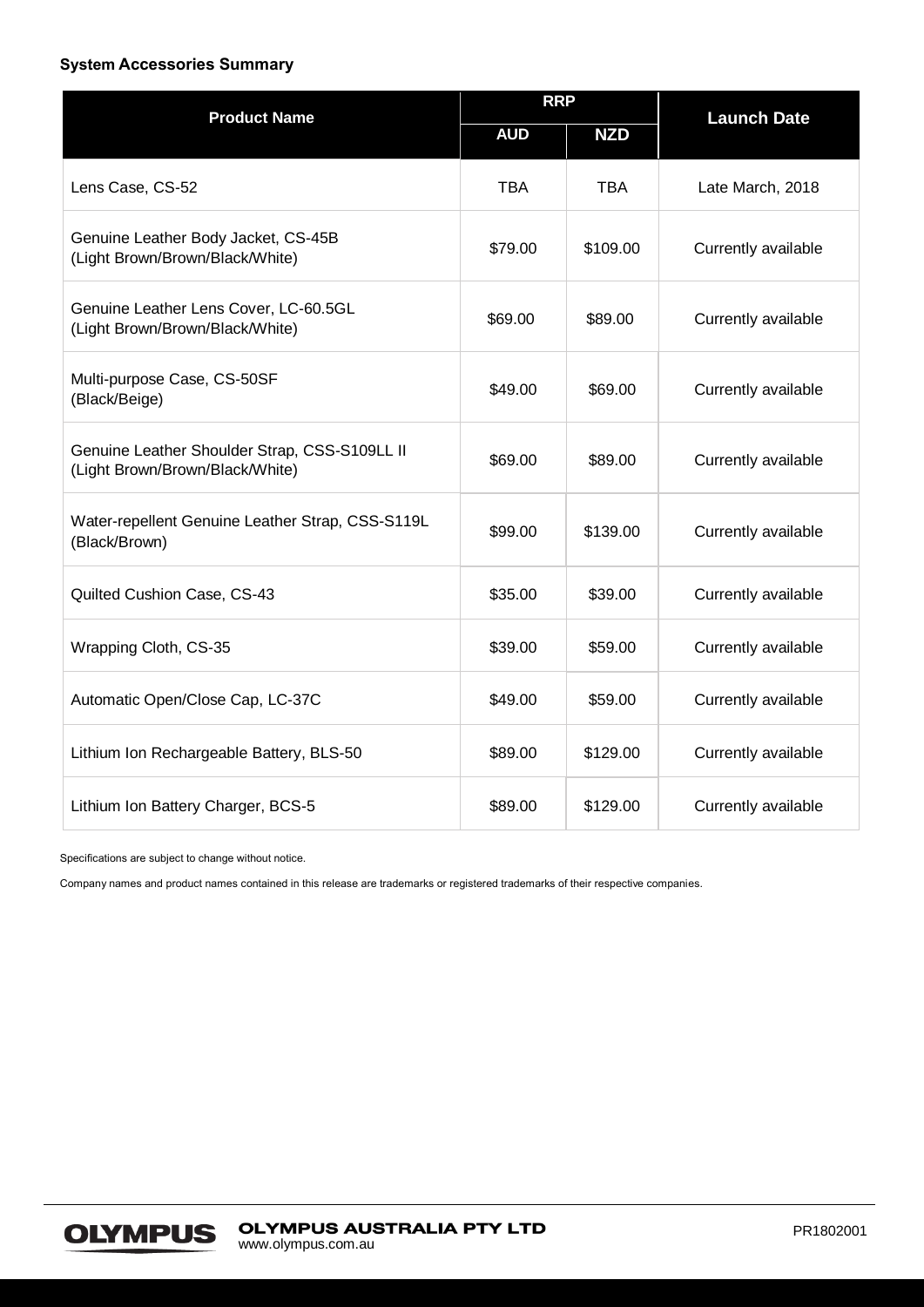**System Accessories Summary**

| Product Name | RRP | | Launch Date |
|---|---|---|---|
| | AUD | NZD | |
| Lens Case, CS-52 | TBA | TBA | Late March, 2018 |
| Genuine Leather Body Jacket, CS-45B (Light Brown/Brown/Black/White) | $79.00 | $109.00 | Currently available |
| Genuine Leather Lens Cover, LC-60.5GL (Light Brown/Brown/Black/White) | $69.00 | $89.00 | Currently available |
| Multi-purpose Case, CS-50SF (Black/Beige) | $49.00 | $69.00 | Currently available |
| Genuine Leather Shoulder Strap, CSS-S109LL II (Light Brown/Brown/Black/White) | $69.00 | $89.00 | Currently available |
| Water-repellent Genuine Leather Strap, CSS-S119L (Black/Brown) | $99.00 | $139.00 | Currently available |
| Quilted Cushion Case, CS-43 | $35.00 | $39.00 | Currently available |
| Wrapping Cloth, CS-35 | $39.00 | $59.00 | Currently available |
| Automatic Open/Close Cap, LC-37C | $49.00 | $59.00 | Currently available |
| Lithium Ion Rechargeable Battery, BLS-50 | $89.00 | $129.00 | Currently available |
| Lithium Ion Battery Charger, BCS-5 | $89.00 | $129.00 | Currently available |

Specifications are subject to change without notice.

Company names and product names contained in this release are trademarks or registered trademarks of their respective companies.